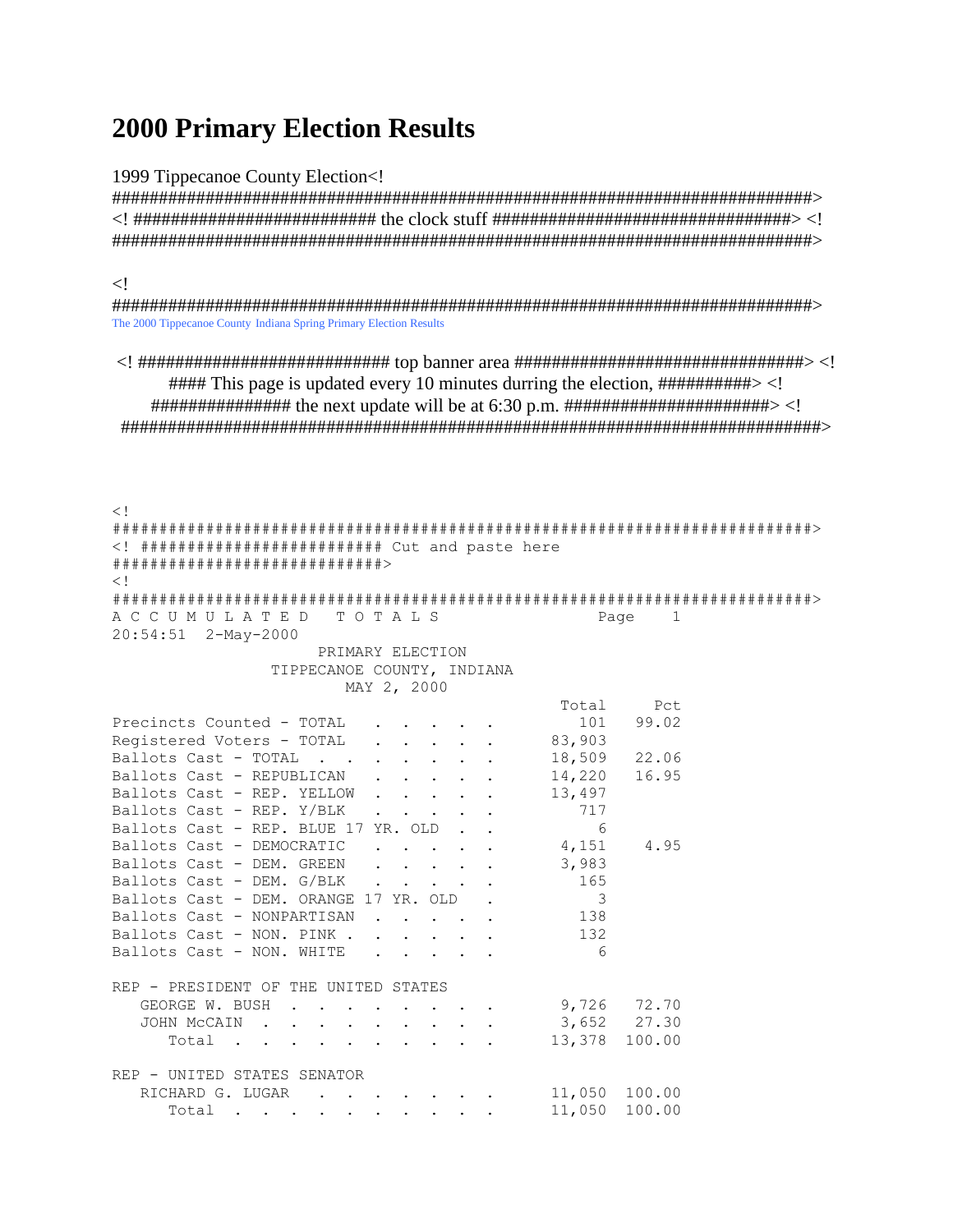# 2000 Primary Election Results

1999 Tippecanoe County Election<!
#################################################################################>
<! ########################## the clock stuff ################################> <!
#################################################################################>

<!
#################################################################################>
The 2000 Tippecanoe County Indiana Spring Primary Election Results

<! ########################### top banner area ################################> <!
#### This page is updated every 10 minutes durring the election, ##########> <!
############### the next update will be at 6:30 p.m. ######################> <!
#################################################################################>

```
<!
###########################################################################>
<! ########################### Cut and paste here
#############################>
<!
###########################################################################>
A C C U M U L A T E D   T O T A L S                        Page    1
20:54:51  2-May-2000
                    PRIMARY ELECTION
                TIPPECANOE COUNTY, INDIANA
                       MAY 2, 2000
                                                    Total     Pct
Precincts Counted - TOTAL  . . . . . .                101    99.02
Registered Voters - TOTAL  . . . . . .             83,903
Ballots Cast - TOTAL  . . . . . . . .              18,509    22.06
Ballots Cast - REPUBLICAN  . . . . . .             14,220    16.95
Ballots Cast - REP. YELLOW . . . . . .             13,497
Ballots Cast - REP. Y/BLK  . . . . . .                717
Ballots Cast - REP. BLUE 17 YR. OLD . .                 6
Ballots Cast - DEMOCRATIC  . . . . . .              4,151     4.95
Ballots Cast - DEM. GREEN  . . . . . .              3,983
Ballots Cast - DEM. G/BLK  . . . . . .                165
Ballots Cast - DEM. ORANGE 17 YR. OLD  .                3
Ballots Cast - NONPARTISAN  . . . . . .               138
Ballots Cast - NON. PINK . . . . . . .                132
Ballots Cast - NON. WHITE  . . . . . .                  6

REP - PRESIDENT OF THE UNITED STATES
   GEORGE W. BUSH  . . . . . . . . .                9,726    72.70
   JOHN McCAIN  . . . . . . . . . .                 3,652    27.30
      Total  . . . . . . . . . . .                 13,378   100.00

REP - UNITED STATES SENATOR
   RICHARD G. LUGAR   . . . . . . . .              11,050   100.00
      Total  . . . . . . . . . . .                 11,050   100.00
```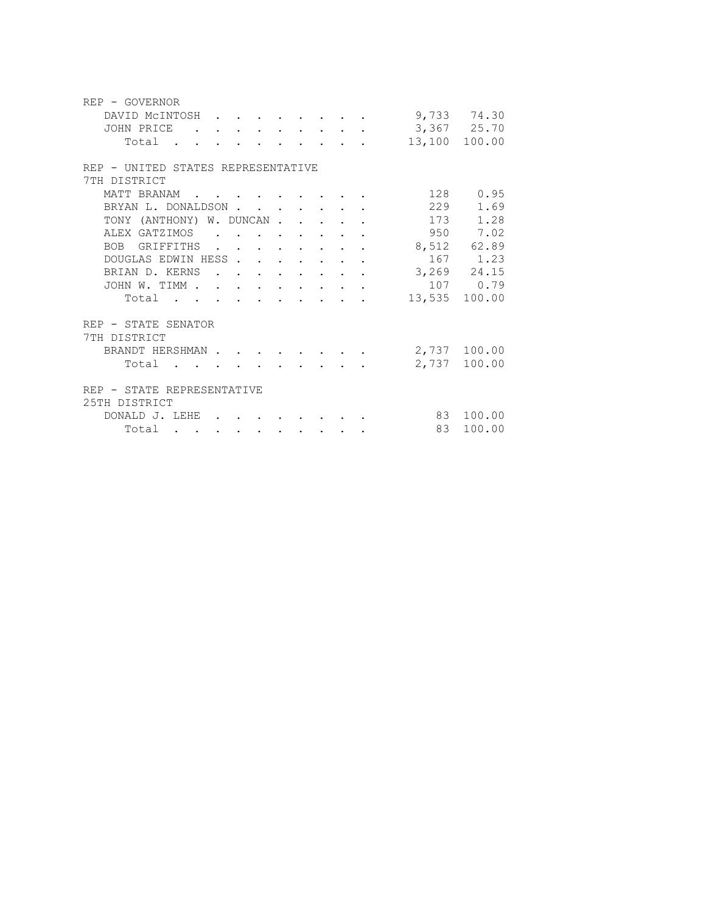REP - GOVERNOR

| | | |
|---|---|---|
| DAVID McINTOSH | 9,733 | 74.30 |
| JOHN PRICE | 3,367 | 25.70 |
| Total | 13,100 | 100.00 |

REP - UNITED STATES REPRESENTATIVE
7TH DISTRICT

| | | |
|---|---|---|
| MATT BRANAM | 128 | 0.95 |
| BRYAN L. DONALDSON | 229 | 1.69 |
| TONY (ANTHONY) W. DUNCAN | 173 | 1.28 |
| ALEX GATZIMOS | 950 | 7.02 |
| BOB GRIFFITHS | 8,512 | 62.89 |
| DOUGLAS EDWIN HESS | 167 | 1.23 |
| BRIAN D. KERNS | 3,269 | 24.15 |
| JOHN W. TIMM | 107 | 0.79 |
| Total | 13,535 | 100.00 |

REP - STATE SENATOR
7TH DISTRICT

| | | |
|---|---|---|
| BRANDT HERSHMAN | 2,737 | 100.00 |
| Total | 2,737 | 100.00 |

REP - STATE REPRESENTATIVE
25TH DISTRICT

| | | |
|---|---|---|
| DONALD J. LEHE | 83 | 100.00 |
| Total | 83 | 100.00 |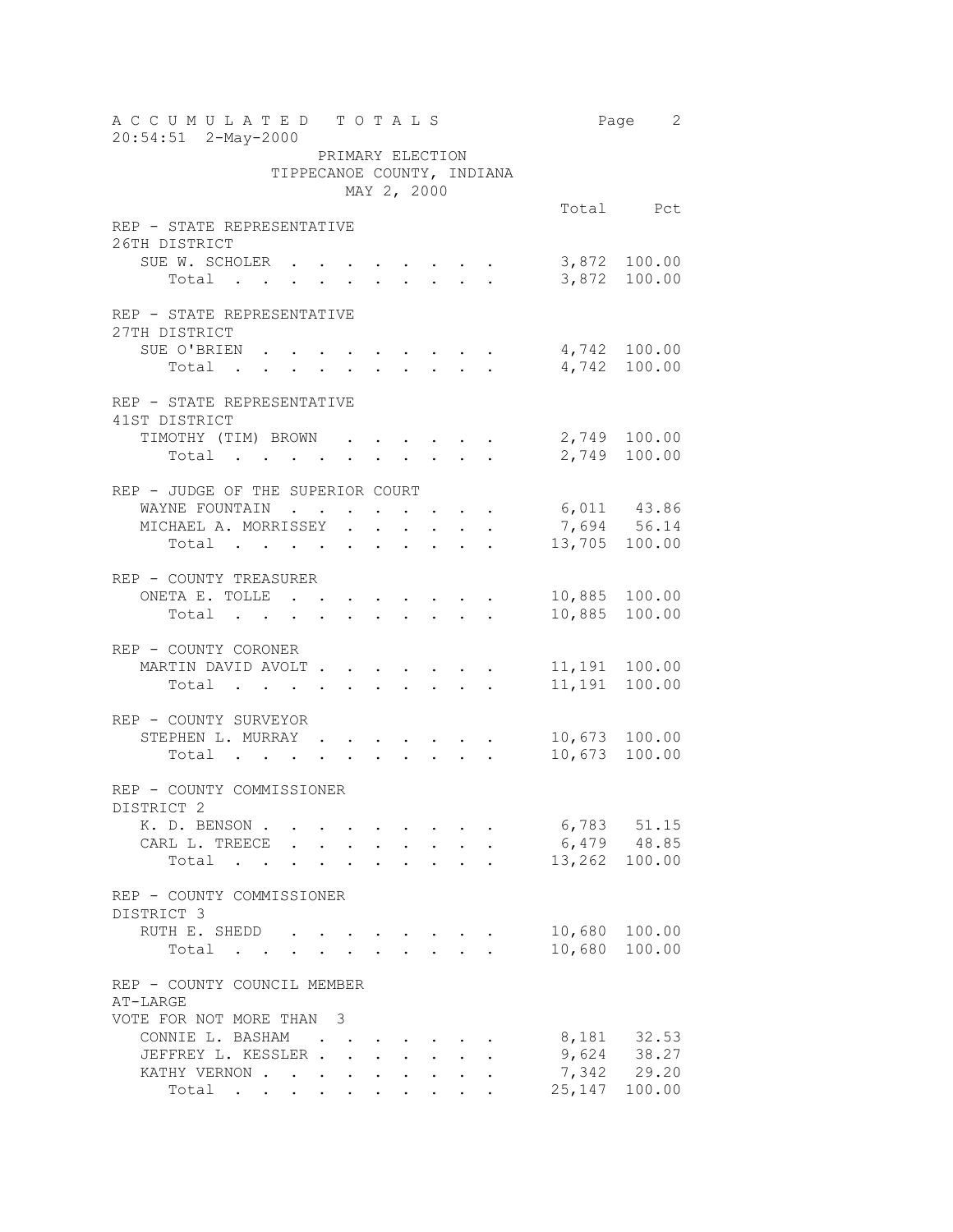ACCUMULATED TOTALS
20:54:51 2-May-2000

PRIMARY ELECTION
TIPPECANOE COUNTY, INDIANA
MAY 2, 2000

| | Total | Pct |
|---|---|---|
| **REP - STATE REPRESENTATIVE 26TH DISTRICT** | | |
| SUE W. SCHOLER | 3,872 | 100.00 |
| Total | 3,872 | 100.00 |
| **REP - STATE REPRESENTATIVE 27TH DISTRICT** | | |
| SUE O'BRIEN | 4,742 | 100.00 |
| Total | 4,742 | 100.00 |
| **REP - STATE REPRESENTATIVE 41ST DISTRICT** | | |
| TIMOTHY (TIM) BROWN | 2,749 | 100.00 |
| Total | 2,749 | 100.00 |
| **REP - JUDGE OF THE SUPERIOR COURT** | | |
| WAYNE FOUNTAIN | 6,011 | 43.86 |
| MICHAEL A. MORRISSEY | 7,694 | 56.14 |
| Total | 13,705 | 100.00 |
| **REP - COUNTY TREASURER** | | |
| ONETA E. TOLLE | 10,885 | 100.00 |
| Total | 10,885 | 100.00 |
| **REP - COUNTY CORONER** | | |
| MARTIN DAVID AVOLT | 11,191 | 100.00 |
| Total | 11,191 | 100.00 |
| **REP - COUNTY SURVEYOR** | | |
| STEPHEN L. MURRAY | 10,673 | 100.00 |
| Total | 10,673 | 100.00 |
| **REP - COUNTY COMMISSIONER DISTRICT 2** | | |
| K. D. BENSON | 6,783 | 51.15 |
| CARL L. TREECE | 6,479 | 48.85 |
| Total | 13,262 | 100.00 |
| **REP - COUNTY COMMISSIONER DISTRICT 3** | | |
| RUTH E. SHEDD | 10,680 | 100.00 |
| Total | 10,680 | 100.00 |
| **REP - COUNTY COUNCIL MEMBER AT-LARGE VOTE FOR NOT MORE THAN 3** | | |
| CONNIE L. BASHAM | 8,181 | 32.53 |
| JEFFREY L. KESSLER | 9,624 | 38.27 |
| KATHY VERNON | 7,342 | 29.20 |
| Total | 25,147 | 100.00 |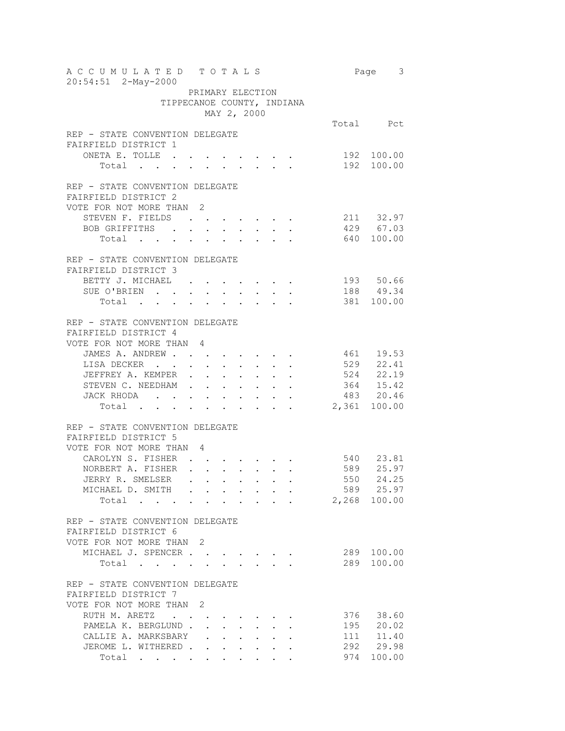ACCUMULATED TOTALS

20:54:51 2-May-2000

PRIMARY ELECTION
TIPPECANOE COUNTY, INDIANA
MAY 2, 2000

**REP - STATE CONVENTION DELEGATE**
**FAIRFIELD DISTRICT 1**

| | Total | Pct |
|---|---|---|
| ONETA E. TOLLE | 192 | 100.00 |
| Total | 192 | 100.00 |

**REP - STATE CONVENTION DELEGATE**
**FAIRFIELD DISTRICT 2**
VOTE FOR NOT MORE THAN 2

| | Total | Pct |
|---|---|---|
| STEVEN F. FIELDS | 211 | 32.97 |
| BOB GRIFFITHS | 429 | 67.03 |
| Total | 640 | 100.00 |

**REP - STATE CONVENTION DELEGATE**
**FAIRFIELD DISTRICT 3**

| | Total | Pct |
|---|---|---|
| BETTY J. MICHAEL | 193 | 50.66 |
| SUE O'BRIEN | 188 | 49.34 |
| Total | 381 | 100.00 |

**REP - STATE CONVENTION DELEGATE**
**FAIRFIELD DISTRICT 4**
VOTE FOR NOT MORE THAN 4

| | Total | Pct |
|---|---|---|
| JAMES A. ANDREW | 461 | 19.53 |
| LISA DECKER | 529 | 22.41 |
| JEFFREY A. KEMPER | 524 | 22.19 |
| STEVEN C. NEEDHAM | 364 | 15.42 |
| JACK RHODA | 483 | 20.46 |
| Total | 2,361 | 100.00 |

**REP - STATE CONVENTION DELEGATE**
**FAIRFIELD DISTRICT 5**
VOTE FOR NOT MORE THAN 4

| | Total | Pct |
|---|---|---|
| CAROLYN S. FISHER | 540 | 23.81 |
| NORBERT A. FISHER | 589 | 25.97 |
| JERRY R. SMELSER | 550 | 24.25 |
| MICHAEL D. SMITH | 589 | 25.97 |
| Total | 2,268 | 100.00 |

**REP - STATE CONVENTION DELEGATE**
**FAIRFIELD DISTRICT 6**
VOTE FOR NOT MORE THAN 2

| | Total | Pct |
|---|---|---|
| MICHAEL J. SPENCER | 289 | 100.00 |
| Total | 289 | 100.00 |

**REP - STATE CONVENTION DELEGATE**
**FAIRFIELD DISTRICT 7**
VOTE FOR NOT MORE THAN 2

| | Total | Pct |
|---|---|---|
| RUTH M. ARETZ | 376 | 38.60 |
| PAMELA K. BERGLUND | 195 | 20.02 |
| CALLIE A. MARKSBARY | 111 | 11.40 |
| JEROME L. WITHERED | 292 | 29.98 |
| Total | 974 | 100.00 |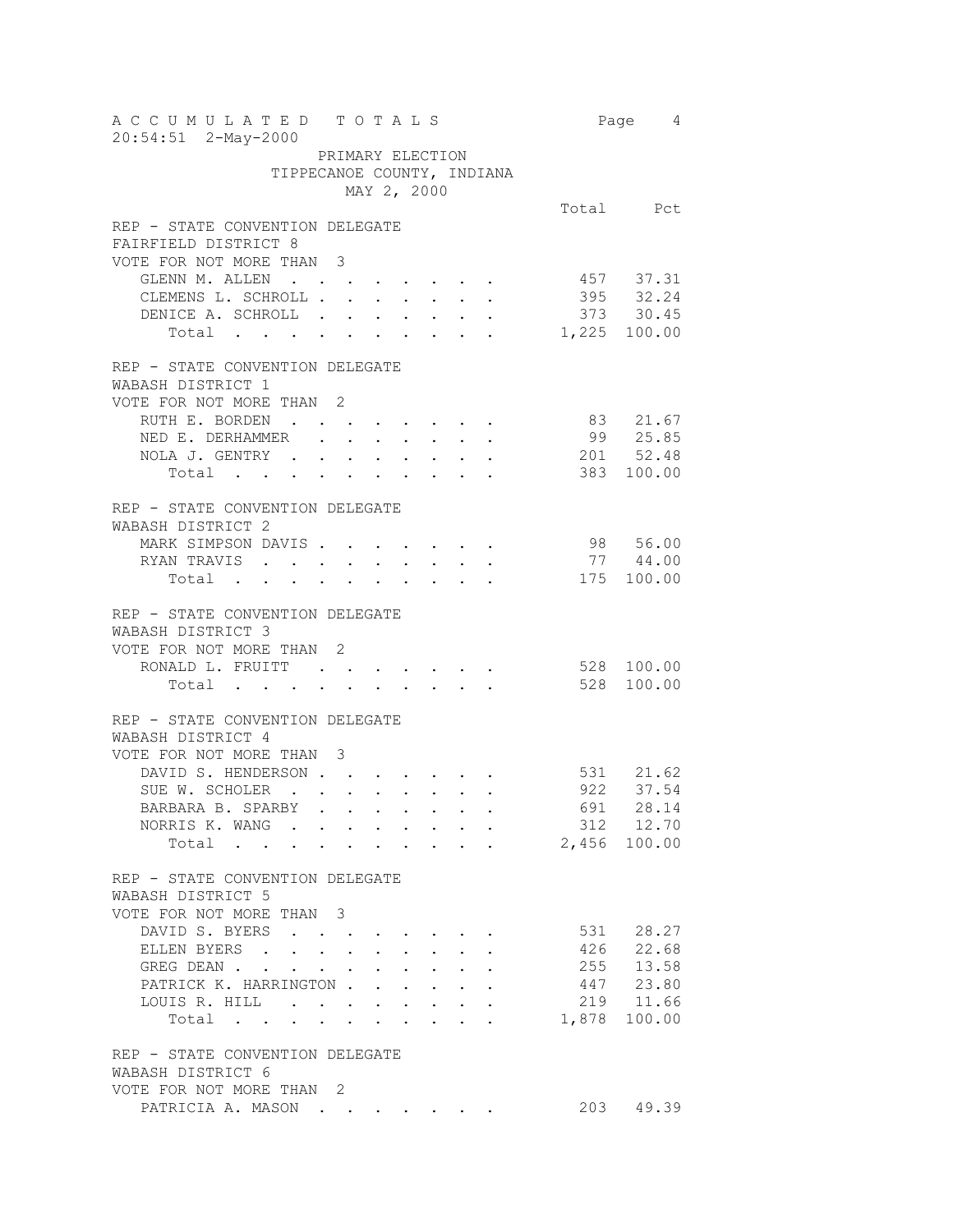ACCUMULATED TOTALS

20:54:51 2-May-2000

PRIMARY ELECTION
TIPPECANOE COUNTY, INDIANA
MAY 2, 2000

## REP - STATE CONVENTION DELEGATE
FAIRFIELD DISTRICT 8
VOTE FOR NOT MORE THAN 3

| | Total | Pct |
|---|---|---|
| GLENN M. ALLEN | 457 | 37.31 |
| CLEMENS L. SCHROLL | 395 | 32.24 |
| DENICE A. SCHROLL | 373 | 30.45 |
| Total | 1,225 | 100.00 |

## REP - STATE CONVENTION DELEGATE
WABASH DISTRICT 1
VOTE FOR NOT MORE THAN 2

| | Total | Pct |
|---|---|---|
| RUTH E. BORDEN | 83 | 21.67 |
| NED E. DERHAMMER | 99 | 25.85 |
| NOLA J. GENTRY | 201 | 52.48 |
| Total | 383 | 100.00 |

## REP - STATE CONVENTION DELEGATE
WABASH DISTRICT 2

| | Total | Pct |
|---|---|---|
| MARK SIMPSON DAVIS | 98 | 56.00 |
| RYAN TRAVIS | 77 | 44.00 |
| Total | 175 | 100.00 |

## REP - STATE CONVENTION DELEGATE
WABASH DISTRICT 3
VOTE FOR NOT MORE THAN 2

| | Total | Pct |
|---|---|---|
| RONALD L. FRUITT | 528 | 100.00 |
| Total | 528 | 100.00 |

## REP - STATE CONVENTION DELEGATE
WABASH DISTRICT 4
VOTE FOR NOT MORE THAN 3

| | Total | Pct |
|---|---|---|
| DAVID S. HENDERSON | 531 | 21.62 |
| SUE W. SCHOLER | 922 | 37.54 |
| BARBARA B. SPARBY | 691 | 28.14 |
| NORRIS K. WANG | 312 | 12.70 |
| Total | 2,456 | 100.00 |

## REP - STATE CONVENTION DELEGATE
WABASH DISTRICT 5
VOTE FOR NOT MORE THAN 3

| | Total | Pct |
|---|---|---|
| DAVID S. BYERS | 531 | 28.27 |
| ELLEN BYERS | 426 | 22.68 |
| GREG DEAN | 255 | 13.58 |
| PATRICK K. HARRINGTON | 447 | 23.80 |
| LOUIS R. HILL | 219 | 11.66 |
| Total | 1,878 | 100.00 |

## REP - STATE CONVENTION DELEGATE
WABASH DISTRICT 6
VOTE FOR NOT MORE THAN 2

| | Total | Pct |
|---|---|---|
| PATRICIA A. MASON | 203 | 49.39 |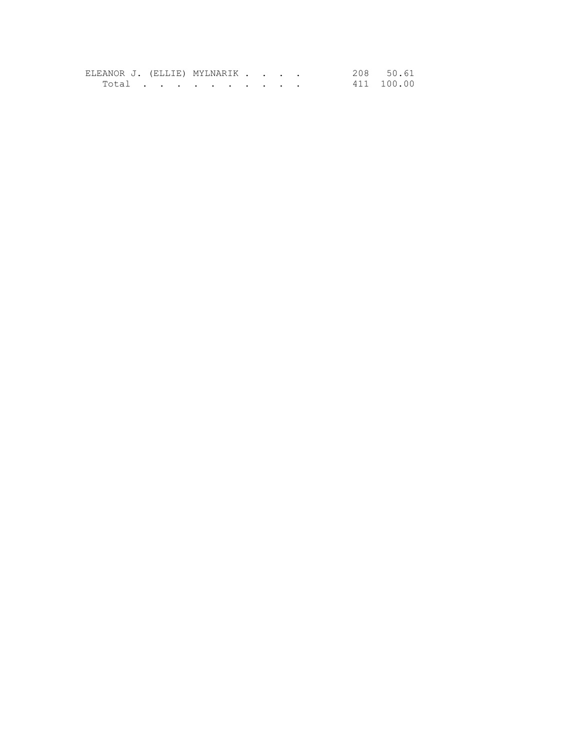| | | |
|---|---|---|
| ELEANOR J. (ELLIE) MYLNARIK . . . . | 208 | 50.61 |
| Total . . . . . . . . . . | 411 | 100.00 |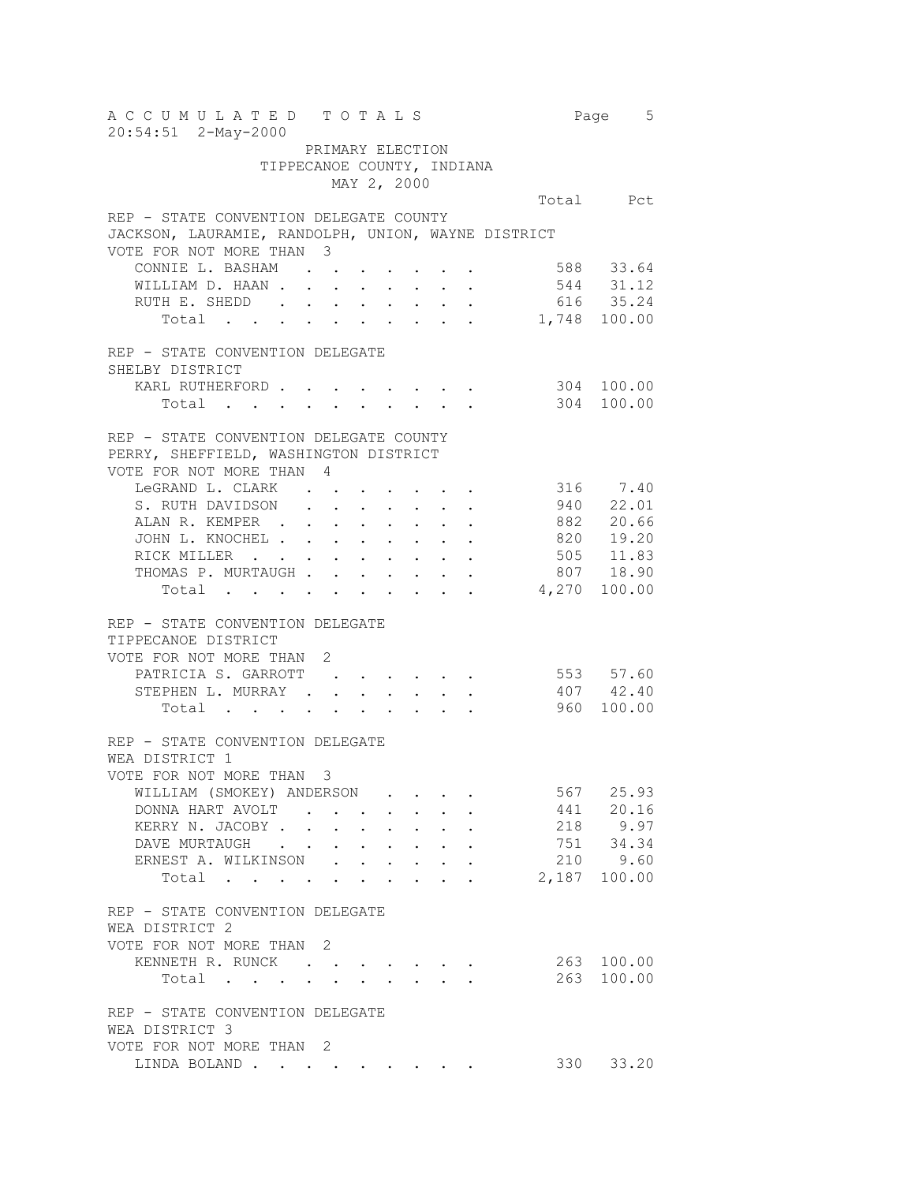ACCUMULATED TOTALS

20:54:51 2-May-2000

PRIMARY ELECTION
TIPPECANOE COUNTY, INDIANA
MAY 2, 2000

| | Total | Pct |
|---|---|---|
| **REP - STATE CONVENTION DELEGATE COUNTY** | | |
| **JACKSON, LAURAMIE, RANDOLPH, UNION, WAYNE DISTRICT** | | |
| VOTE FOR NOT MORE THAN 3 | | |
| CONNIE L. BASHAM | 588 | 33.64 |
| WILLIAM D. HAAN | 544 | 31.12 |
| RUTH E. SHEDD | 616 | 35.24 |
| Total | 1,748 | 100.00 |
| **REP - STATE CONVENTION DELEGATE** | | |
| **SHELBY DISTRICT** | | |
| KARL RUTHERFORD | 304 | 100.00 |
| Total | 304 | 100.00 |
| **REP - STATE CONVENTION DELEGATE COUNTY** | | |
| **PERRY, SHEFFIELD, WASHINGTON DISTRICT** | | |
| VOTE FOR NOT MORE THAN 4 | | |
| LeGRAND L. CLARK | 316 | 7.40 |
| S. RUTH DAVIDSON | 940 | 22.01 |
| ALAN R. KEMPER | 882 | 20.66 |
| JOHN L. KNOCHEL | 820 | 19.20 |
| RICK MILLER | 505 | 11.83 |
| THOMAS P. MURTAUGH | 807 | 18.90 |
| Total | 4,270 | 100.00 |
| **REP - STATE CONVENTION DELEGATE** | | |
| **TIPPECANOE DISTRICT** | | |
| VOTE FOR NOT MORE THAN 2 | | |
| PATRICIA S. GARROTT | 553 | 57.60 |
| STEPHEN L. MURRAY | 407 | 42.40 |
| Total | 960 | 100.00 |
| **REP - STATE CONVENTION DELEGATE** | | |
| **WEA DISTRICT 1** | | |
| VOTE FOR NOT MORE THAN 3 | | |
| WILLIAM (SMOKEY) ANDERSON | 567 | 25.93 |
| DONNA HART AVOLT | 441 | 20.16 |
| KERRY N. JACOBY | 218 | 9.97 |
| DAVE MURTAUGH | 751 | 34.34 |
| ERNEST A. WILKINSON | 210 | 9.60 |
| Total | 2,187 | 100.00 |
| **REP - STATE CONVENTION DELEGATE** | | |
| **WEA DISTRICT 2** | | |
| VOTE FOR NOT MORE THAN 2 | | |
| KENNETH R. RUNCK | 263 | 100.00 |
| Total | 263 | 100.00 |
| **REP - STATE CONVENTION DELEGATE** | | |
| **WEA DISTRICT 3** | | |
| VOTE FOR NOT MORE THAN 2 | | |
| LINDA BOLAND | 330 | 33.20 |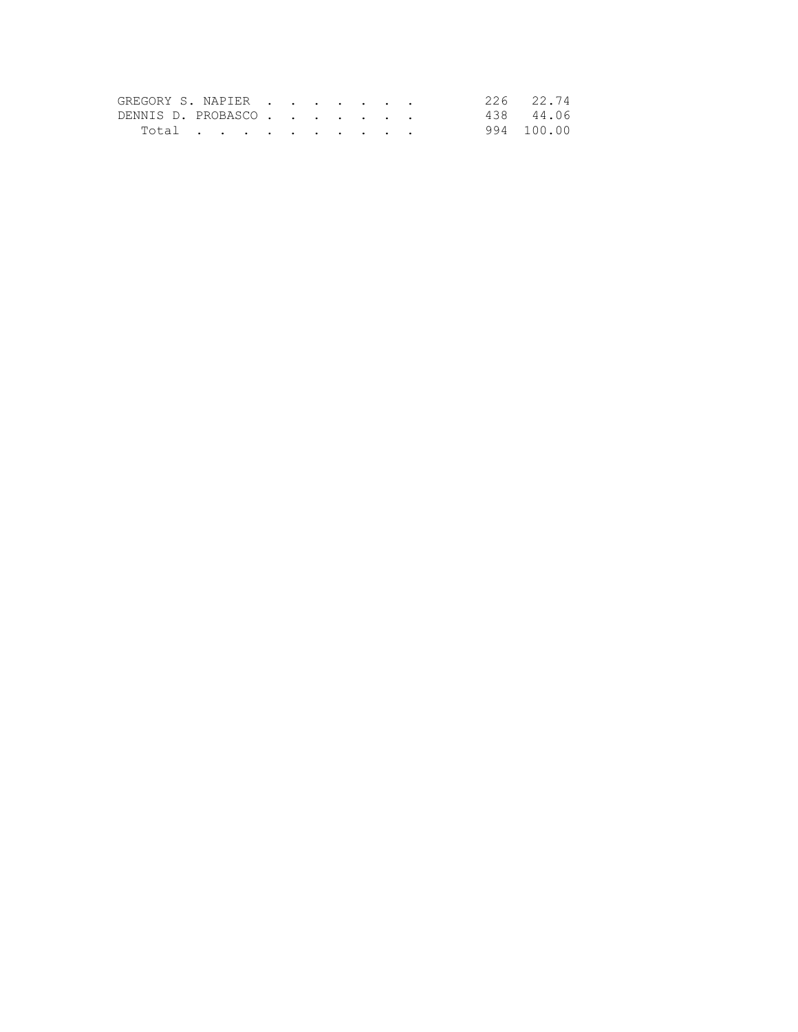| | | |
|---|---|---|
| GREGORY S. NAPIER | 226 | 22.74 |
| DENNIS D. PROBASCO | 438 | 44.06 |
| Total | 994 | 100.00 |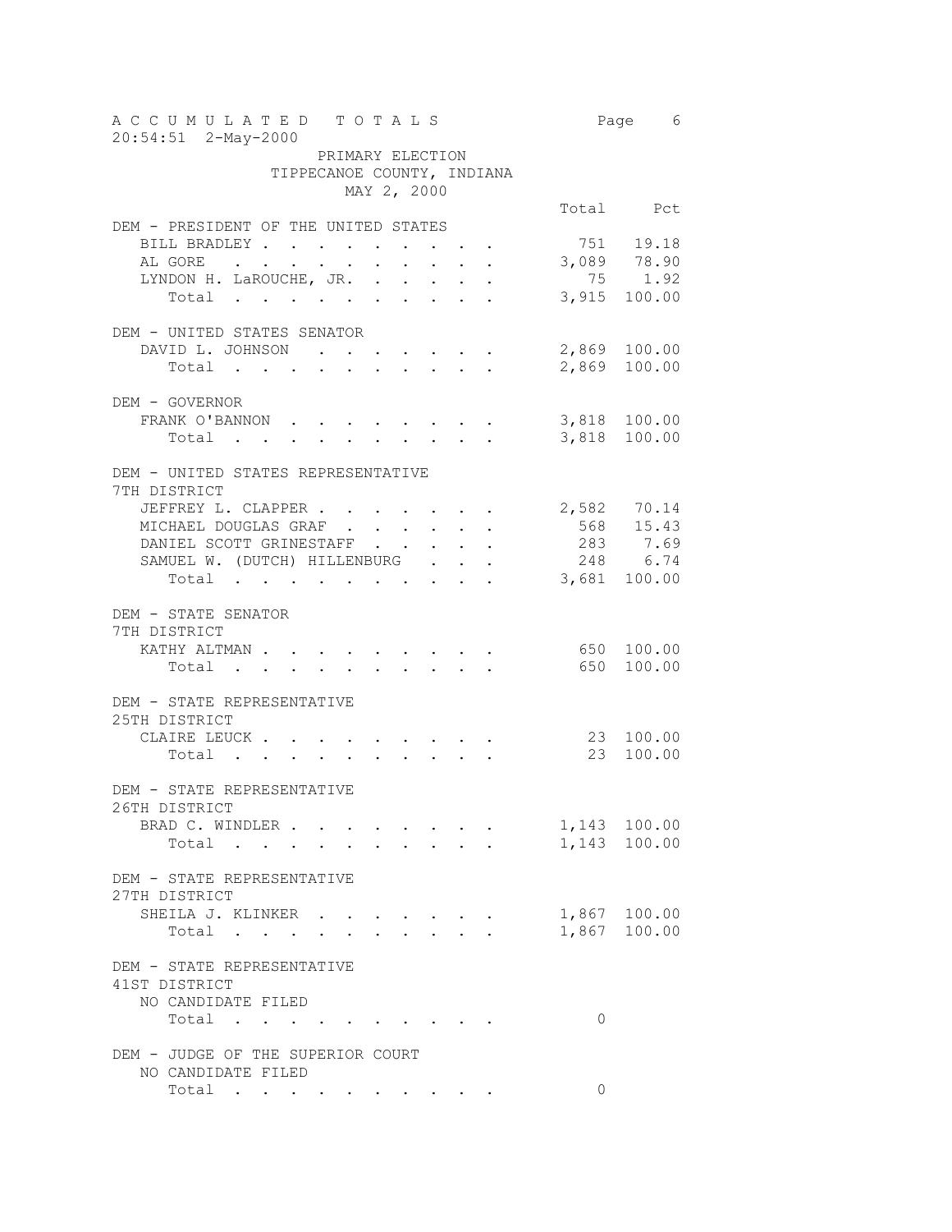# ACCUMULATED TOTALS

20:54:51 2-May-2000

PRIMARY ELECTION
TIPPECANOE COUNTY, INDIANA
MAY 2, 2000

| | Total | Pct |
|---|---|---|
| **DEM - PRESIDENT OF THE UNITED STATES** | | |
| BILL BRADLEY | 751 | 19.18 |
| AL GORE | 3,089 | 78.90 |
| LYNDON H. LaROUCHE, JR. | 75 | 1.92 |
| Total | 3,915 | 100.00 |
| **DEM - UNITED STATES SENATOR** | | |
| DAVID L. JOHNSON | 2,869 | 100.00 |
| Total | 2,869 | 100.00 |
| **DEM - GOVERNOR** | | |
| FRANK O'BANNON | 3,818 | 100.00 |
| Total | 3,818 | 100.00 |
| **DEM - UNITED STATES REPRESENTATIVE 7TH DISTRICT** | | |
| JEFFREY L. CLAPPER | 2,582 | 70.14 |
| MICHAEL DOUGLAS GRAF | 568 | 15.43 |
| DANIEL SCOTT GRINESTAFF | 283 | 7.69 |
| SAMUEL W. (DUTCH) HILLENBURG | 248 | 6.74 |
| Total | 3,681 | 100.00 |
| **DEM - STATE SENATOR 7TH DISTRICT** | | |
| KATHY ALTMAN | 650 | 100.00 |
| Total | 650 | 100.00 |
| **DEM - STATE REPRESENTATIVE 25TH DISTRICT** | | |
| CLAIRE LEUCK | 23 | 100.00 |
| Total | 23 | 100.00 |
| **DEM - STATE REPRESENTATIVE 26TH DISTRICT** | | |
| BRAD C. WINDLER | 1,143 | 100.00 |
| Total | 1,143 | 100.00 |
| **DEM - STATE REPRESENTATIVE 27TH DISTRICT** | | |
| SHEILA J. KLINKER | 1,867 | 100.00 |
| Total | 1,867 | 100.00 |
| **DEM - STATE REPRESENTATIVE 41ST DISTRICT** | | |
| NO CANDIDATE FILED | | |
| Total | 0 | |
| **DEM - JUDGE OF THE SUPERIOR COURT** | | |
| NO CANDIDATE FILED | | |
| Total | 0 | |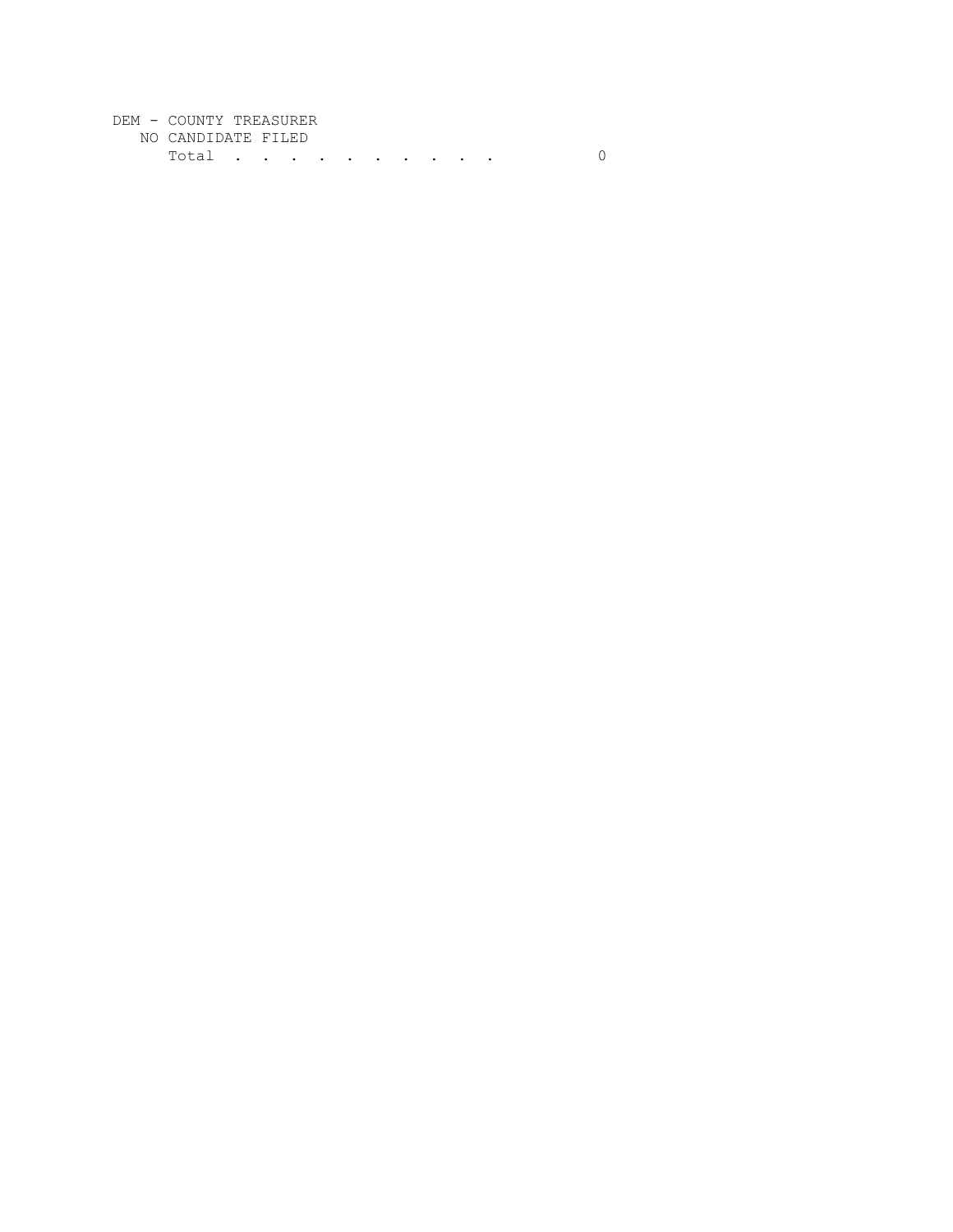DEM - COUNTY TREASURER
NO CANDIDATE FILED

| | |
|---|---|
| Total . . . . . . . . . . | 0 |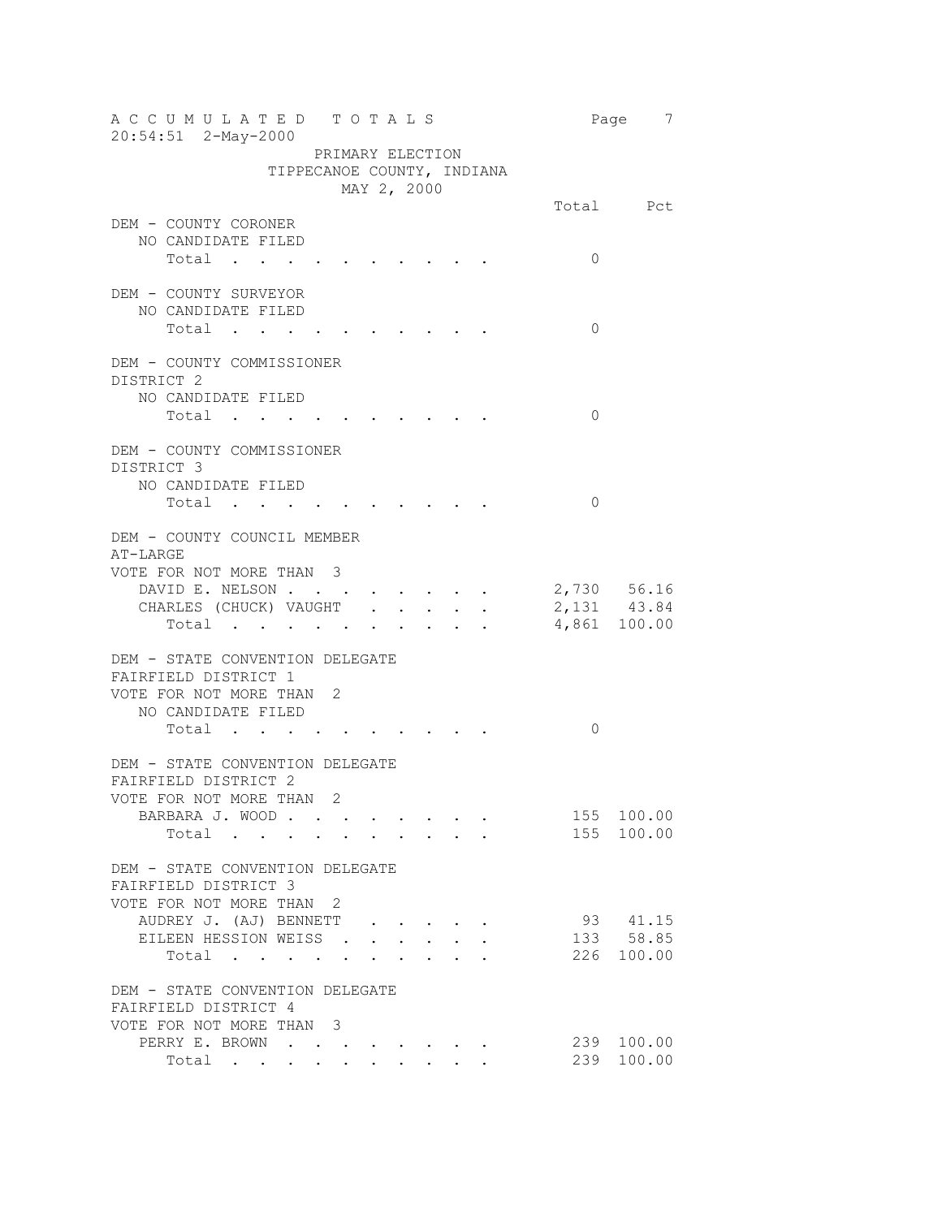A C C U M U L A T E D   T O T A L S
20:54:51  2-May-2000

PRIMARY ELECTION
TIPPECANOE COUNTY, INDIANA
MAY 2, 2000

| | Total | Pct |
|---|---|---|
| **DEM - COUNTY CORONER** | | |
| NO CANDIDATE FILED | | |
| Total | 0 | |
| **DEM - COUNTY SURVEYOR** | | |
| NO CANDIDATE FILED | | |
| Total | 0 | |
| **DEM - COUNTY COMMISSIONER DISTRICT 2** | | |
| NO CANDIDATE FILED | | |
| Total | 0 | |
| **DEM - COUNTY COMMISSIONER DISTRICT 3** | | |
| NO CANDIDATE FILED | | |
| Total | 0 | |
| **DEM - COUNTY COUNCIL MEMBER AT-LARGE** | | |
| VOTE FOR NOT MORE THAN 3 | | |
| DAVID E. NELSON | 2,730 | 56.16 |
| CHARLES (CHUCK) VAUGHT | 2,131 | 43.84 |
| Total | 4,861 | 100.00 |
| **DEM - STATE CONVENTION DELEGATE FAIRFIELD DISTRICT 1** | | |
| VOTE FOR NOT MORE THAN 2 | | |
| NO CANDIDATE FILED | | |
| Total | 0 | |
| **DEM - STATE CONVENTION DELEGATE FAIRFIELD DISTRICT 2** | | |
| VOTE FOR NOT MORE THAN 2 | | |
| BARBARA J. WOOD | 155 | 100.00 |
| Total | 155 | 100.00 |
| **DEM - STATE CONVENTION DELEGATE FAIRFIELD DISTRICT 3** | | |
| VOTE FOR NOT MORE THAN 2 | | |
| AUDREY J. (AJ) BENNETT | 93 | 41.15 |
| EILEEN HESSION WEISS | 133 | 58.85 |
| Total | 226 | 100.00 |
| **DEM - STATE CONVENTION DELEGATE FAIRFIELD DISTRICT 4** | | |
| VOTE FOR NOT MORE THAN 3 | | |
| PERRY E. BROWN | 239 | 100.00 |
| Total | 239 | 100.00 |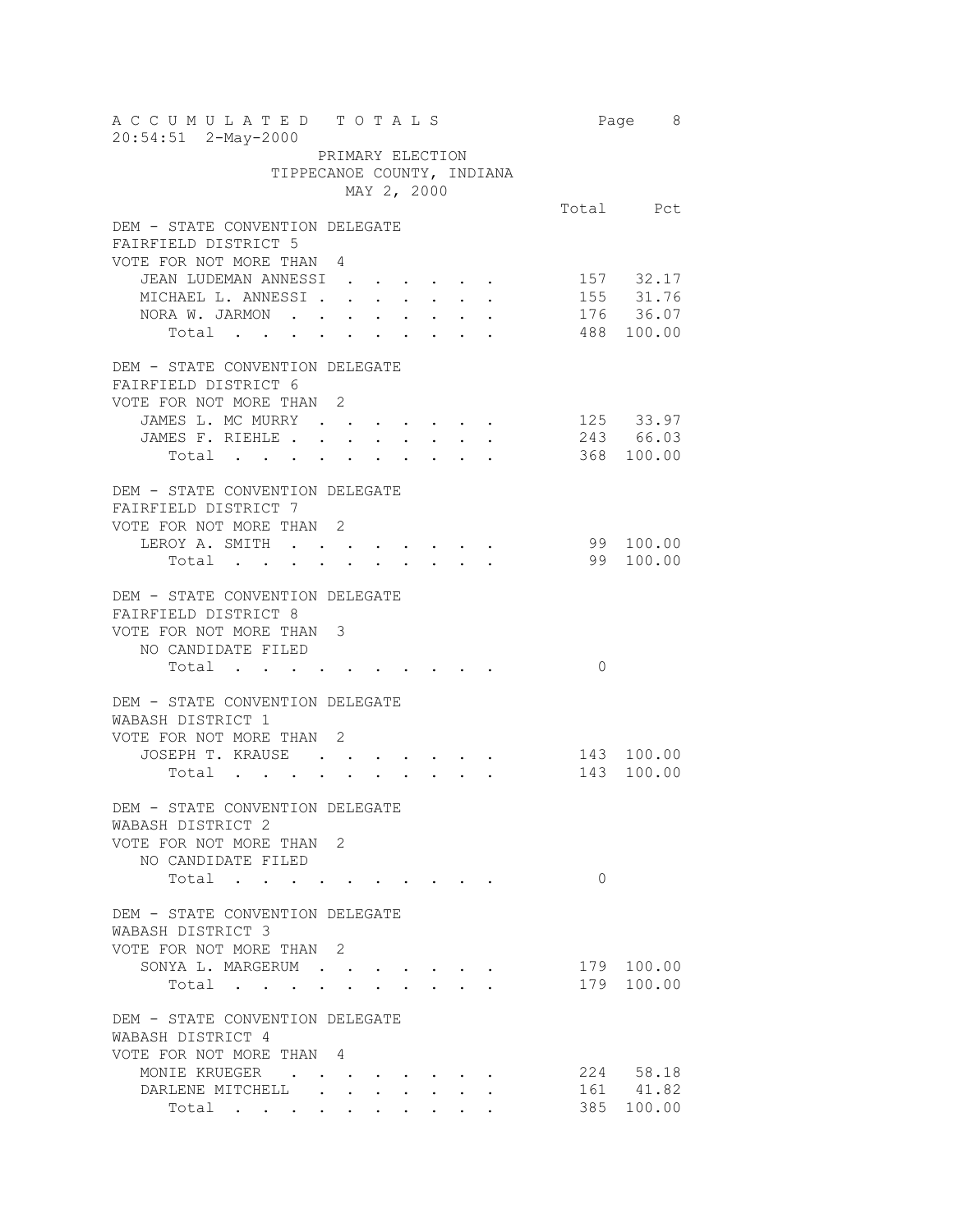ACCUMULATED TOTALS

20:54:51 2-May-2000

PRIMARY ELECTION
TIPPECANOE COUNTY, INDIANA
MAY 2, 2000

DEM - STATE CONVENTION DELEGATE
FAIRFIELD DISTRICT 5
VOTE FOR NOT MORE THAN 4

| | Total | Pct |
|---|---|---|
| JEAN LUDEMAN ANNESSI | 157 | 32.17 |
| MICHAEL L. ANNESSI | 155 | 31.76 |
| NORA W. JARMON | 176 | 36.07 |
| Total | 488 | 100.00 |

DEM - STATE CONVENTION DELEGATE
FAIRFIELD DISTRICT 6
VOTE FOR NOT MORE THAN 2

| | Total | Pct |
|---|---|---|
| JAMES L. MC MURRY | 125 | 33.97 |
| JAMES F. RIEHLE | 243 | 66.03 |
| Total | 368 | 100.00 |

DEM - STATE CONVENTION DELEGATE
FAIRFIELD DISTRICT 7
VOTE FOR NOT MORE THAN 2

| | Total | Pct |
|---|---|---|
| LEROY A. SMITH | 99 | 100.00 |
| Total | 99 | 100.00 |

DEM - STATE CONVENTION DELEGATE
FAIRFIELD DISTRICT 8
VOTE FOR NOT MORE THAN 3

| | Total | Pct |
|---|---|---|
| NO CANDIDATE FILED | | |
| Total | 0 | |

DEM - STATE CONVENTION DELEGATE
WABASH DISTRICT 1
VOTE FOR NOT MORE THAN 2

| | Total | Pct |
|---|---|---|
| JOSEPH T. KRAUSE | 143 | 100.00 |
| Total | 143 | 100.00 |

DEM - STATE CONVENTION DELEGATE
WABASH DISTRICT 2
VOTE FOR NOT MORE THAN 2

| | Total | Pct |
|---|---|---|
| NO CANDIDATE FILED | | |
| Total | 0 | |

DEM - STATE CONVENTION DELEGATE
WABASH DISTRICT 3
VOTE FOR NOT MORE THAN 2

| | Total | Pct |
|---|---|---|
| SONYA L. MARGERUM | 179 | 100.00 |
| Total | 179 | 100.00 |

DEM - STATE CONVENTION DELEGATE
WABASH DISTRICT 4
VOTE FOR NOT MORE THAN 4

| | Total | Pct |
|---|---|---|
| MONIE KRUEGER | 224 | 58.18 |
| DARLENE MITCHELL | 161 | 41.82 |
| Total | 385 | 100.00 |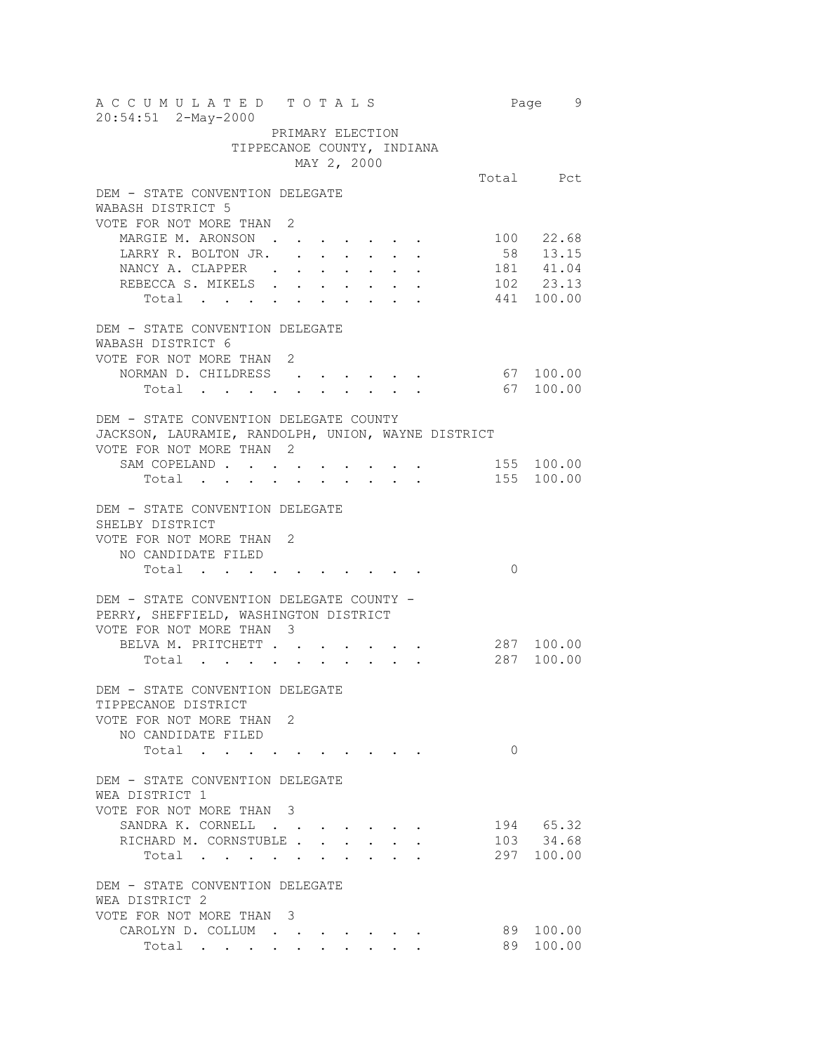ACCUMULATED TOTALS

20:54:51 2-May-2000

PRIMARY ELECTION

TIPPECANOE COUNTY, INDIANA

MAY 2, 2000

DEM - STATE CONVENTION DELEGATE
WABASH DISTRICT 5
VOTE FOR NOT MORE THAN 2

| | Total | Pct |
|---|---|---|
| MARGIE M. ARONSON | 100 | 22.68 |
| LARRY R. BOLTON JR. | 58 | 13.15 |
| NANCY A. CLAPPER | 181 | 41.04 |
| REBECCA S. MIKELS | 102 | 23.13 |
| Total | 441 | 100.00 |

DEM - STATE CONVENTION DELEGATE
WABASH DISTRICT 6
VOTE FOR NOT MORE THAN 2

| | Total | Pct |
|---|---|---|
| NORMAN D. CHILDRESS | 67 | 100.00 |
| Total | 67 | 100.00 |

DEM - STATE CONVENTION DELEGATE COUNTY
JACKSON, LAURAMIE, RANDOLPH, UNION, WAYNE DISTRICT
VOTE FOR NOT MORE THAN 2

| | Total | Pct |
|---|---|---|
| SAM COPELAND | 155 | 100.00 |
| Total | 155 | 100.00 |

DEM - STATE CONVENTION DELEGATE
SHELBY DISTRICT
VOTE FOR NOT MORE THAN 2

| | Total | Pct |
|---|---|---|
| NO CANDIDATE FILED | | |
| Total | 0 | |

DEM - STATE CONVENTION DELEGATE COUNTY -
PERRY, SHEFFIELD, WASHINGTON DISTRICT
VOTE FOR NOT MORE THAN 3

| | Total | Pct |
|---|---|---|
| BELVA M. PRITCHETT | 287 | 100.00 |
| Total | 287 | 100.00 |

DEM - STATE CONVENTION DELEGATE
TIPPECANOE DISTRICT
VOTE FOR NOT MORE THAN 2

| | Total | Pct |
|---|---|---|
| NO CANDIDATE FILED | | |
| Total | 0 | |

DEM - STATE CONVENTION DELEGATE
WEA DISTRICT 1
VOTE FOR NOT MORE THAN 3

| | Total | Pct |
|---|---|---|
| SANDRA K. CORNELL | 194 | 65.32 |
| RICHARD M. CORNSTUBLE | 103 | 34.68 |
| Total | 297 | 100.00 |

DEM - STATE CONVENTION DELEGATE
WEA DISTRICT 2
VOTE FOR NOT MORE THAN 3

| | Total | Pct |
|---|---|---|
| CAROLYN D. COLLUM | 89 | 100.00 |
| Total | 89 | 100.00 |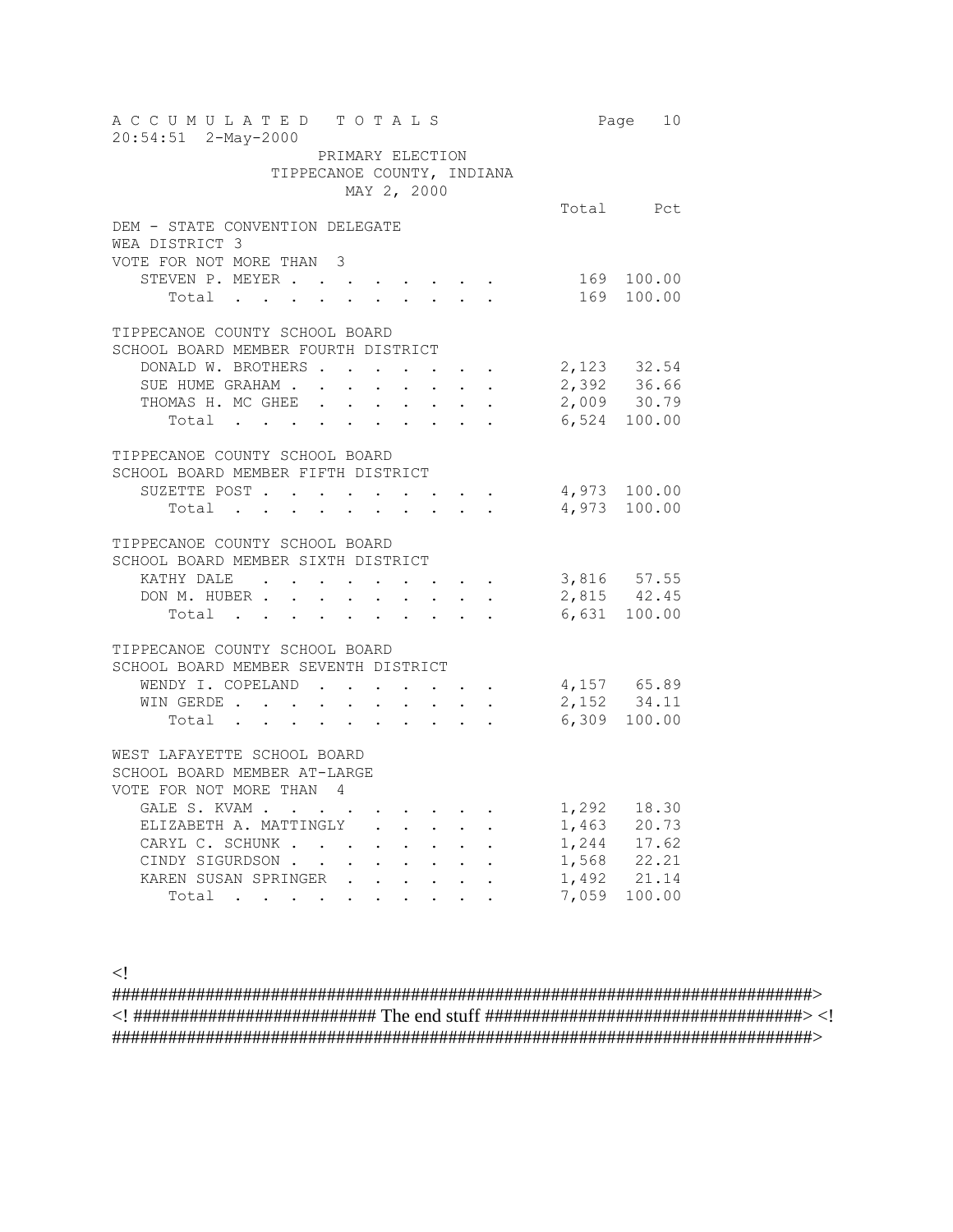A C C U M U L A T E D   T O T A L S

20:54:51  2-May-2000

PRIMARY ELECTION
TIPPECANOE COUNTY, INDIANA
MAY 2, 2000

| | Total | Pct |
|---|---|---|
| **DEM - STATE CONVENTION DELEGATE** | | |
| **WEA DISTRICT 3** | | |
| VOTE FOR NOT MORE THAN 3 | | |
| STEVEN P. MEYER | 169 | 100.00 |
| Total | 169 | 100.00 |
| **TIPPECANOE COUNTY SCHOOL BOARD** | | |
| **SCHOOL BOARD MEMBER FOURTH DISTRICT** | | |
| DONALD W. BROTHERS | 2,123 | 32.54 |
| SUE HUME GRAHAM | 2,392 | 36.66 |
| THOMAS H. MC GHEE | 2,009 | 30.79 |
| Total | 6,524 | 100.00 |
| **TIPPECANOE COUNTY SCHOOL BOARD** | | |
| **SCHOOL BOARD MEMBER FIFTH DISTRICT** | | |
| SUZETTE POST | 4,973 | 100.00 |
| Total | 4,973 | 100.00 |
| **TIPPECANOE COUNTY SCHOOL BOARD** | | |
| **SCHOOL BOARD MEMBER SIXTH DISTRICT** | | |
| KATHY DALE | 3,816 | 57.55 |
| DON M. HUBER | 2,815 | 42.45 |
| Total | 6,631 | 100.00 |
| **TIPPECANOE COUNTY SCHOOL BOARD** | | |
| **SCHOOL BOARD MEMBER SEVENTH DISTRICT** | | |
| WENDY I. COPELAND | 4,157 | 65.89 |
| WIN GERDE | 2,152 | 34.11 |
| Total | 6,309 | 100.00 |
| **WEST LAFAYETTE SCHOOL BOARD** | | |
| **SCHOOL BOARD MEMBER AT-LARGE** | | |
| VOTE FOR NOT MORE THAN 4 | | |
| GALE S. KVAM | 1,292 | 18.30 |
| ELIZABETH A. MATTINGLY | 1,463 | 20.73 |
| CARYL C. SCHUNK | 1,244 | 17.62 |
| CINDY SIGURDSON | 1,568 | 22.21 |
| KAREN SUSAN SPRINGER | 1,492 | 21.14 |
| Total | 7,059 | 100.00 |

<! ##############################################################################> <! ########################### The end stuff ####################################> <! ##############################################################################>